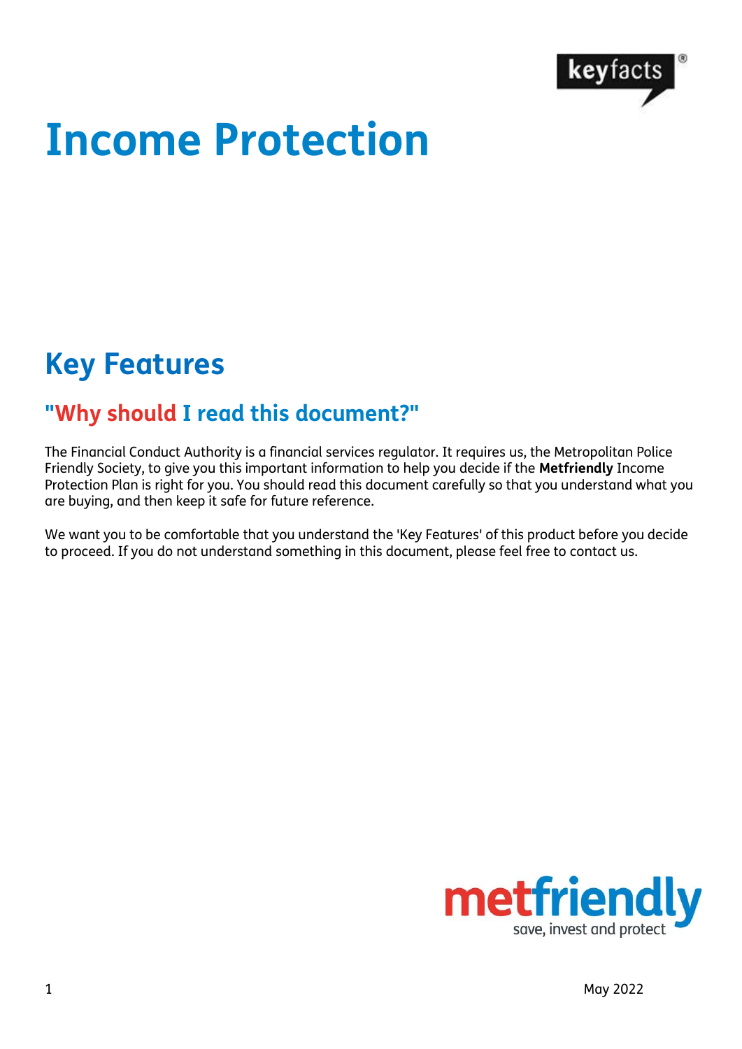# Income Protection

## Key Features

### "Why should I read this document?"

The Financial Conduct Authority is a financial services regulator. It requires us, the Metropolitan Police Friendly Society, to give you this important information to help you decide if the **Metfriendly** Income Protection Plan is right for you. You should read this document carefully so that you understand what you are buying, and then keep it safe for future reference.

We want you to be comfortable that you understand the 'Key Features' of this product before you decide to proceed. If you do not understand something in this document, please feel free to contact us.

May 2022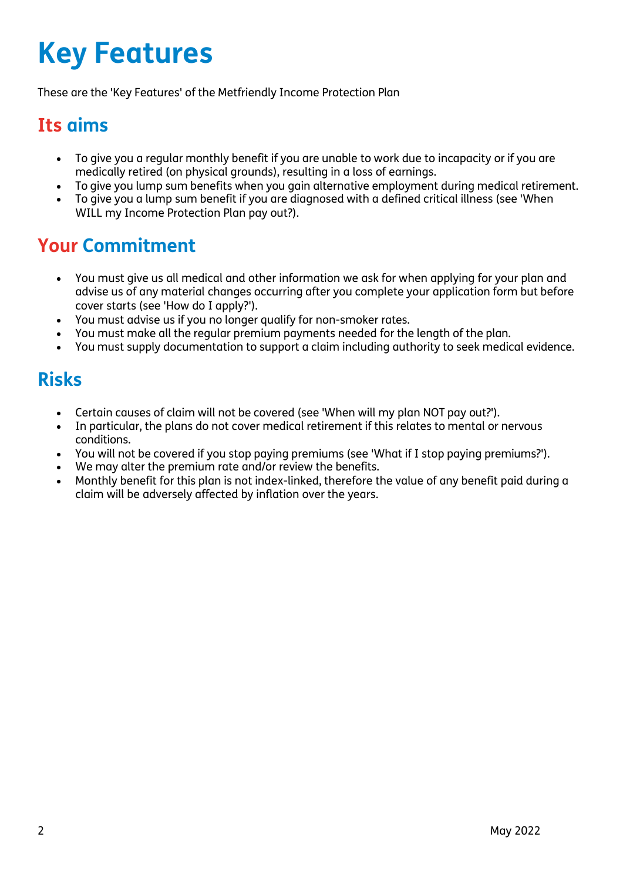# Key Features

These are the 'Key Features' of the Metfriendly Income Protection Plan

## Its aims

- To give you a regular monthly benefit if you are unable to work due to incapacity or if you are medically retired (on physical grounds), resulting in a loss of earnings.
- To give you lump sum benefits when you gain alternative employment during medical retirement.
- To give you a lump sum benefit if you are diagnosed with a defined critical illness (see 'When WILL my Income Protection Plan pay out?).

## Your Commitment

- You must give us all medical and other information we ask for when applying for your plan and advise us of any material changes occurring after you complete your application form but before cover starts (see 'How do I apply?').
- You must advise us if you no longer qualify for non-smoker rates.
- You must make all the regular premium payments needed for the length of the plan.
- You must supply documentation to support a claim including authority to seek medical evidence.

## Risks

- Certain causes of claim will not be covered (see 'When will my plan NOT pay out?').
- In particular, the plans do not cover medical retirement if this relates to mental or nervous conditions.
- You will not be covered if you stop paying premiums (see 'What if I stop paying premiums?').
- We may alter the premium rate and/or review the benefits.
- Monthly benefit for this plan is not index-linked, therefore the value of any benefit paid during a claim will be adversely affected by inflation over the years.

May 2022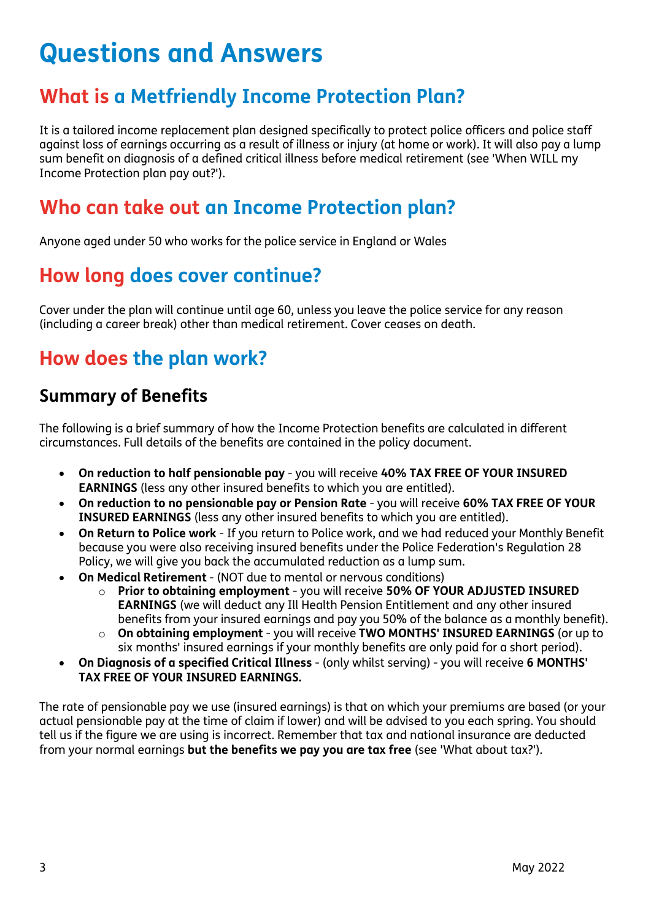# Questions and Answers

## What is a Metfriendly Income Protection Plan?

It is a tailored income replacement plan designed specifically to protect police officers and police staff against loss of earnings occurring as a result of illness or injury (at home or work). It will also pay a lump sum benefit on diagnosis of a defined critical illness before medical retirement (see 'When WILL my Income Protection plan pay out?').

## Who can take out an Income Protection plan?

Anyone aged under 50 who works for the police service in England or Wales

## How long does cover continue?

Cover under the plan will continue until age 60, unless you leave the police service for any reason (including a career break) other than medical retirement. Cover ceases on death.

## How does the plan work?

### Summary of Benefits

The following is a brief summary of how the Income Protection benefits are calculated in different circumstances. Full details of the benefits are contained in the policy document.

- **On reduction to half pensionable pay** - you will receive **40% TAX FREE OF YOUR INSURED EARNINGS** (less any other insured benefits to which you are entitled).
- **On reduction to no pensionable pay or Pension Rate** - you will receive **60% TAX FREE OF YOUR INSURED EARNINGS** (less any other insured benefits to which you are entitled).
- **On Return to Police work** - If you return to Police work, and we had reduced your Monthly Benefit because you were also receiving insured benefits under the Police Federation's Regulation 28 Policy, we will give you back the accumulated reduction as a lump sum.
- **On Medical Retirement** - (NOT due to mental or nervous conditions)
  - **Prior to obtaining employment** - you will receive **50% OF YOUR ADJUSTED INSURED EARNINGS** (we will deduct any Ill Health Pension Entitlement and any other insured benefits from your insured earnings and pay you 50% of the balance as a monthly benefit).
  - **On obtaining employment** - you will receive **TWO MONTHS' INSURED EARNINGS** (or up to six months' insured earnings if your monthly benefits are only paid for a short period).
- **On Diagnosis of a specified Critical Illness** - (only whilst serving) - you will receive **6 MONTHS' TAX FREE OF YOUR INSURED EARNINGS.**

The rate of pensionable pay we use (insured earnings) is that on which your premiums are based (or your actual pensionable pay at the time of claim if lower) and will be advised to you each spring. You should tell us if the figure we are using is incorrect. Remember that tax and national insurance are deducted from your normal earnings **but the benefits we pay you are tax free** (see 'What about tax?').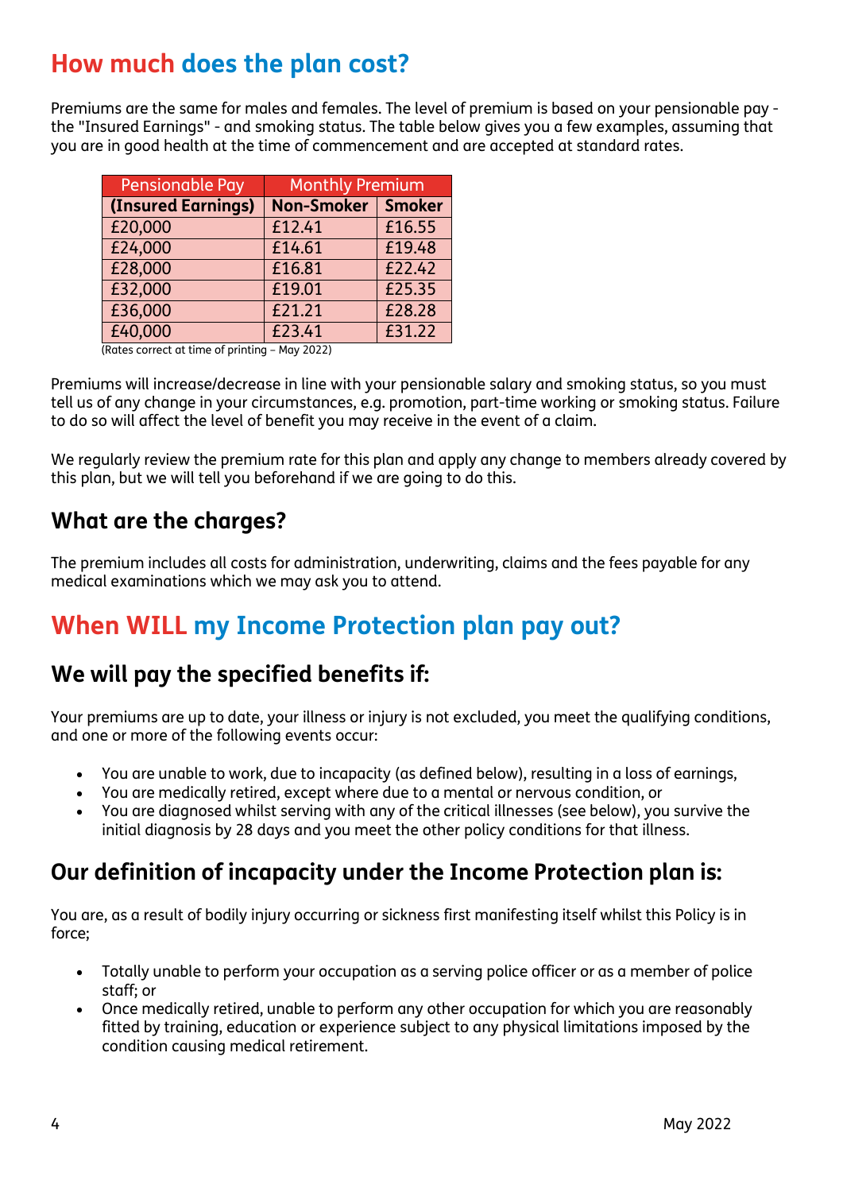# How much does the plan cost?

Premiums are the same for males and females. The level of premium is based on your pensionable pay - the "Insured Earnings" - and smoking status. The table below gives you a few examples, assuming that you are in good health at the time of commencement and are accepted at standard rates.

| Pensionable Pay | Monthly Premium | |
|---|---|---|
| **(Insured Earnings)** | **Non-Smoker** | **Smoker** |
| £20,000 | £12.41 | £16.55 |
| £24,000 | £14.61 | £19.48 |
| £28,000 | £16.81 | £22.42 |
| £32,000 | £19.01 | £25.35 |
| £36,000 | £21.21 | £28.28 |
| £40,000 | £23.41 | £31.22 |

(Rates correct at time of printing – May 2022)

Premiums will increase/decrease in line with your pensionable salary and smoking status, so you must tell us of any change in your circumstances, e.g. promotion, part-time working or smoking status. Failure to do so will affect the level of benefit you may receive in the event of a claim.

We regularly review the premium rate for this plan and apply any change to members already covered by this plan, but we will tell you beforehand if we are going to do this.

## What are the charges?

The premium includes all costs for administration, underwriting, claims and the fees payable for any medical examinations which we may ask you to attend.

# When WILL my Income Protection plan pay out?

## We will pay the specified benefits if:

Your premiums are up to date, your illness or injury is not excluded, you meet the qualifying conditions, and one or more of the following events occur:

- You are unable to work, due to incapacity (as defined below), resulting in a loss of earnings,
- You are medically retired, except where due to a mental or nervous condition, or
- You are diagnosed whilst serving with any of the critical illnesses (see below), you survive the initial diagnosis by 28 days and you meet the other policy conditions for that illness.

## Our definition of incapacity under the Income Protection plan is:

You are, as a result of bodily injury occurring or sickness first manifesting itself whilst this Policy is in force;

- Totally unable to perform your occupation as a serving police officer or as a member of police staff; or
- Once medically retired, unable to perform any other occupation for which you are reasonably fitted by training, education or experience subject to any physical limitations imposed by the condition causing medical retirement.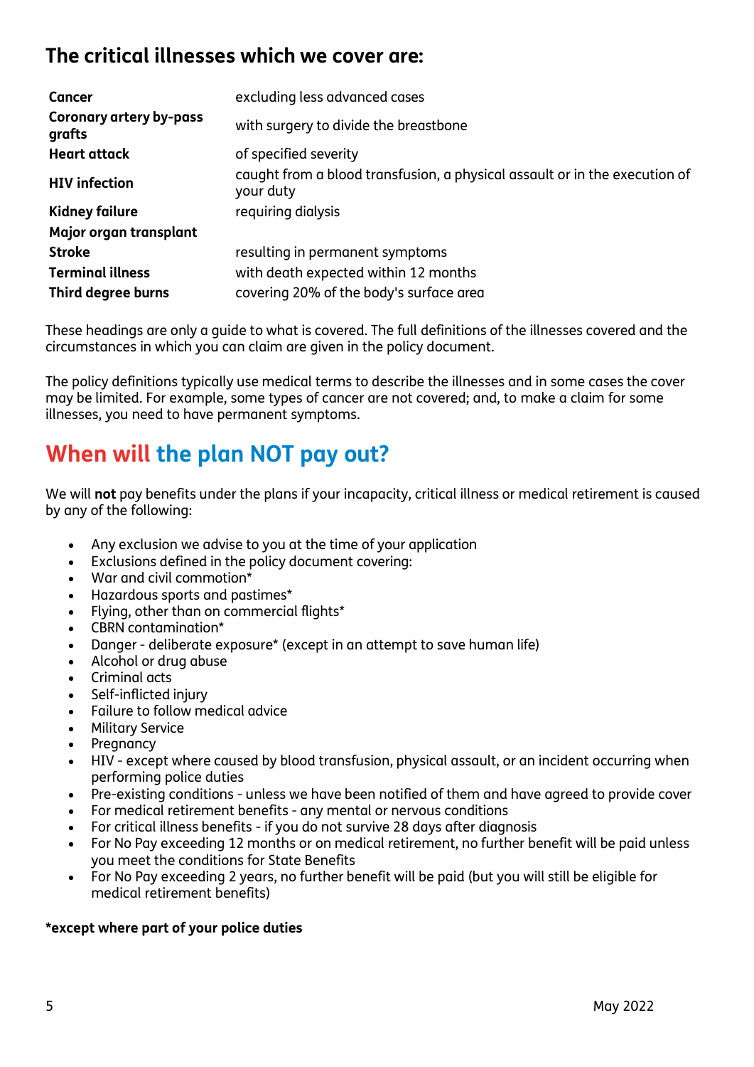## The critical illnesses which we cover are:

| | |
|---|---|
| **Cancer** | excluding less advanced cases |
| **Coronary artery by-pass grafts** | with surgery to divide the breastbone |
| **Heart attack** | of specified severity |
| **HIV infection** | caught from a blood transfusion, a physical assault or in the execution of your duty |
| **Kidney failure** | requiring dialysis |
| **Major organ transplant** | |
| **Stroke** | resulting in permanent symptoms |
| **Terminal illness** | with death expected within 12 months |
| **Third degree burns** | covering 20% of the body's surface area |

These headings are only a guide to what is covered. The full definitions of the illnesses covered and the circumstances in which you can claim are given in the policy document.

The policy definitions typically use medical terms to describe the illnesses and in some cases the cover may be limited. For example, some types of cancer are not covered; and, to make a claim for some illnesses, you need to have permanent symptoms.

# When will the plan NOT pay out?

We will **not** pay benefits under the plans if your incapacity, critical illness or medical retirement is caused by any of the following:

- Any exclusion we advise to you at the time of your application
- Exclusions defined in the policy document covering:
- War and civil commotion*
- Hazardous sports and pastimes*
- Flying, other than on commercial flights*
- CBRN contamination*
- Danger - deliberate exposure* (except in an attempt to save human life)
- Alcohol or drug abuse
- Criminal acts
- Self-inflicted injury
- Failure to follow medical advice
- Military Service
- Pregnancy
- HIV - except where caused by blood transfusion, physical assault, or an incident occurring when performing police duties
- Pre-existing conditions - unless we have been notified of them and have agreed to provide cover
- For medical retirement benefits - any mental or nervous conditions
- For critical illness benefits - if you do not survive 28 days after diagnosis
- For No Pay exceeding 12 months or on medical retirement, no further benefit will be paid unless you meet the conditions for State Benefits
- For No Pay exceeding 2 years, no further benefit will be paid (but you will still be eligible for medical retirement benefits)

**\*except where part of your police duties**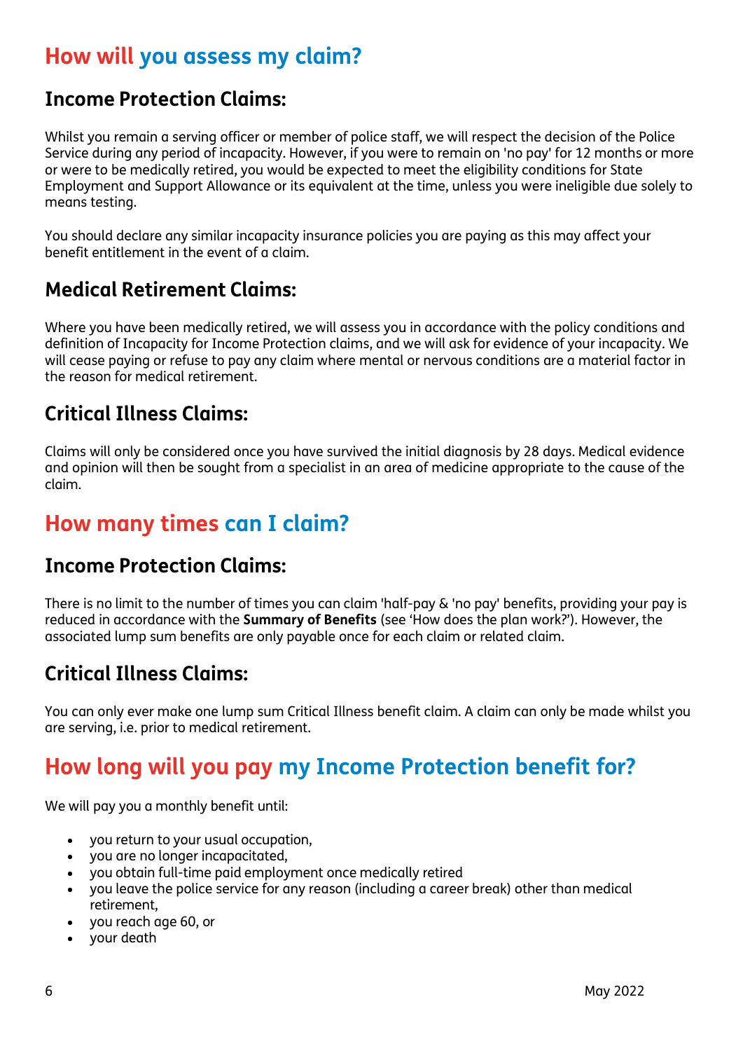## How will you assess my claim?

### Income Protection Claims:

Whilst you remain a serving officer or member of police staff, we will respect the decision of the Police Service during any period of incapacity. However, if you were to remain on 'no pay' for 12 months or more or were to be medically retired, you would be expected to meet the eligibility conditions for State Employment and Support Allowance or its equivalent at the time, unless you were ineligible due solely to means testing.

You should declare any similar incapacity insurance policies you are paying as this may affect your benefit entitlement in the event of a claim.

### Medical Retirement Claims:

Where you have been medically retired, we will assess you in accordance with the policy conditions and definition of Incapacity for Income Protection claims, and we will ask for evidence of your incapacity. We will cease paying or refuse to pay any claim where mental or nervous conditions are a material factor in the reason for medical retirement.

### Critical Illness Claims:

Claims will only be considered once you have survived the initial diagnosis by 28 days. Medical evidence and opinion will then be sought from a specialist in an area of medicine appropriate to the cause of the claim.

## How many times can I claim?

### Income Protection Claims:

There is no limit to the number of times you can claim 'half-pay & 'no pay' benefits, providing your pay is reduced in accordance with the **Summary of Benefits** (see 'How does the plan work?'). However, the associated lump sum benefits are only payable once for each claim or related claim.

### Critical Illness Claims:

You can only ever make one lump sum Critical Illness benefit claim. A claim can only be made whilst you are serving, i.e. prior to medical retirement.

## How long will you pay my Income Protection benefit for?

We will pay you a monthly benefit until:

- you return to your usual occupation,
- you are no longer incapacitated,
- you obtain full-time paid employment once medically retired
- you leave the police service for any reason (including a career break) other than medical retirement,
- you reach age 60, or
- your death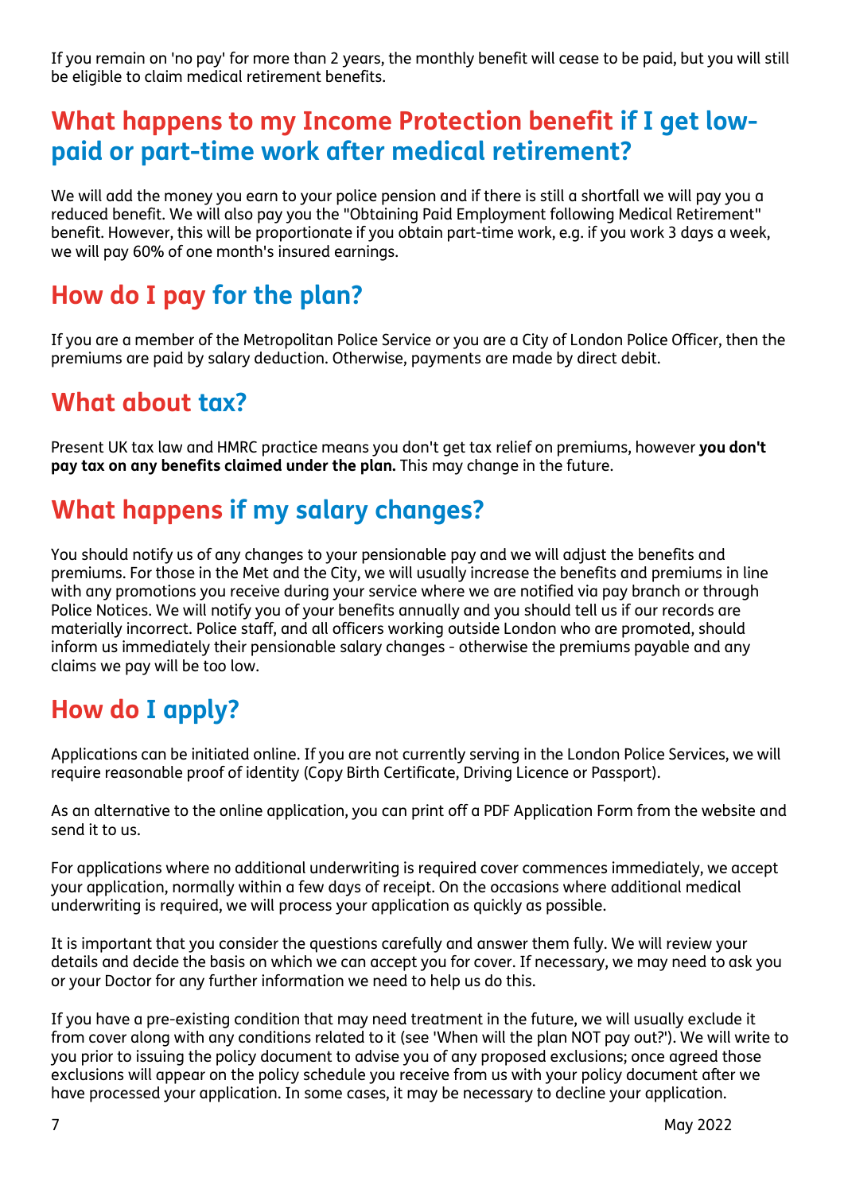If you remain on 'no pay' for more than 2 years, the monthly benefit will cease to be paid, but you will still be eligible to claim medical retirement benefits.

## What happens to my Income Protection benefit if I get low-paid or part-time work after medical retirement?

We will add the money you earn to your police pension and if there is still a shortfall we will pay you a reduced benefit. We will also pay you the "Obtaining Paid Employment following Medical Retirement" benefit. However, this will be proportionate if you obtain part-time work, e.g. if you work 3 days a week, we will pay 60% of one month's insured earnings.

## How do I pay for the plan?

If you are a member of the Metropolitan Police Service or you are a City of London Police Officer, then the premiums are paid by salary deduction. Otherwise, payments are made by direct debit.

## What about tax?

Present UK tax law and HMRC practice means you don't get tax relief on premiums, however **you don't pay tax on any benefits claimed under the plan.** This may change in the future.

## What happens if my salary changes?

You should notify us of any changes to your pensionable pay and we will adjust the benefits and premiums. For those in the Met and the City, we will usually increase the benefits and premiums in line with any promotions you receive during your service where we are notified via pay branch or through Police Notices. We will notify you of your benefits annually and you should tell us if our records are materially incorrect. Police staff, and all officers working outside London who are promoted, should inform us immediately their pensionable salary changes - otherwise the premiums payable and any claims we pay will be too low.

## How do I apply?

Applications can be initiated online. If you are not currently serving in the London Police Services, we will require reasonable proof of identity (Copy Birth Certificate, Driving Licence or Passport).

As an alternative to the online application, you can print off a PDF Application Form from the website and send it to us.

For applications where no additional underwriting is required cover commences immediately, we accept your application, normally within a few days of receipt. On the occasions where additional medical underwriting is required, we will process your application as quickly as possible.

It is important that you consider the questions carefully and answer them fully. We will review your details and decide the basis on which we can accept you for cover. If necessary, we may need to ask you or your Doctor for any further information we need to help us do this.

If you have a pre-existing condition that may need treatment in the future, we will usually exclude it from cover along with any conditions related to it (see 'When will the plan NOT pay out?'). We will write to you prior to issuing the policy document to advise you of any proposed exclusions; once agreed those exclusions will appear on the policy schedule you receive from us with your policy document after we have processed your application. In some cases, it may be necessary to decline your application.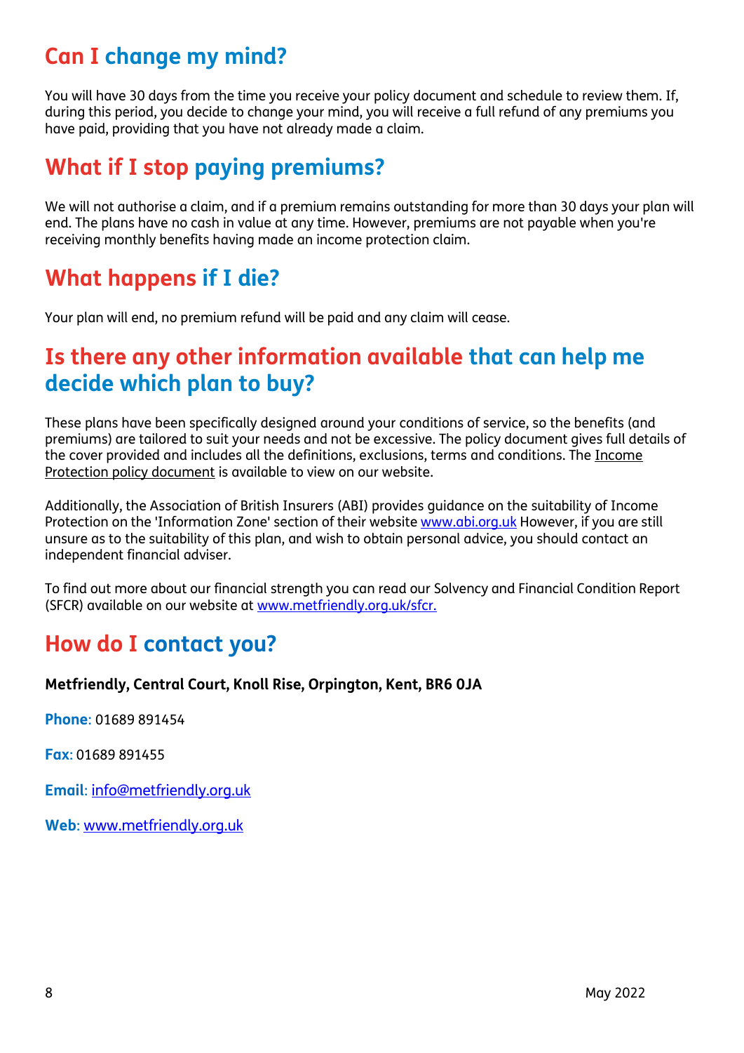## Can I change my mind?

You will have 30 days from the time you receive your policy document and schedule to review them. If, during this period, you decide to change your mind, you will receive a full refund of any premiums you have paid, providing that you have not already made a claim.

## What if I stop paying premiums?

We will not authorise a claim, and if a premium remains outstanding for more than 30 days your plan will end. The plans have no cash in value at any time. However, premiums are not payable when you're receiving monthly benefits having made an income protection claim.

## What happens if I die?

Your plan will end, no premium refund will be paid and any claim will cease.

## Is there any other information available that can help me decide which plan to buy?

These plans have been specifically designed around your conditions of service, so the benefits (and premiums) are tailored to suit your needs and not be excessive. The policy document gives full details of the cover provided and includes all the definitions, exclusions, terms and conditions. The Income Protection policy document is available to view on our website.

Additionally, the Association of British Insurers (ABI) provides guidance on the suitability of Income Protection on the 'Information Zone' section of their website www.abi.org.uk However, if you are still unsure as to the suitability of this plan, and wish to obtain personal advice, you should contact an independent financial adviser.

To find out more about our financial strength you can read our Solvency and Financial Condition Report (SFCR) available on our website at www.metfriendly.org.uk/sfcr.

## How do I contact you?

**Metfriendly, Central Court, Knoll Rise, Orpington, Kent, BR6 0JA**

**Phone**: 01689 891454

**Fax**: 01689 891455

**Email**: info@metfriendly.org.uk

**Web**: www.metfriendly.org.uk

May 2022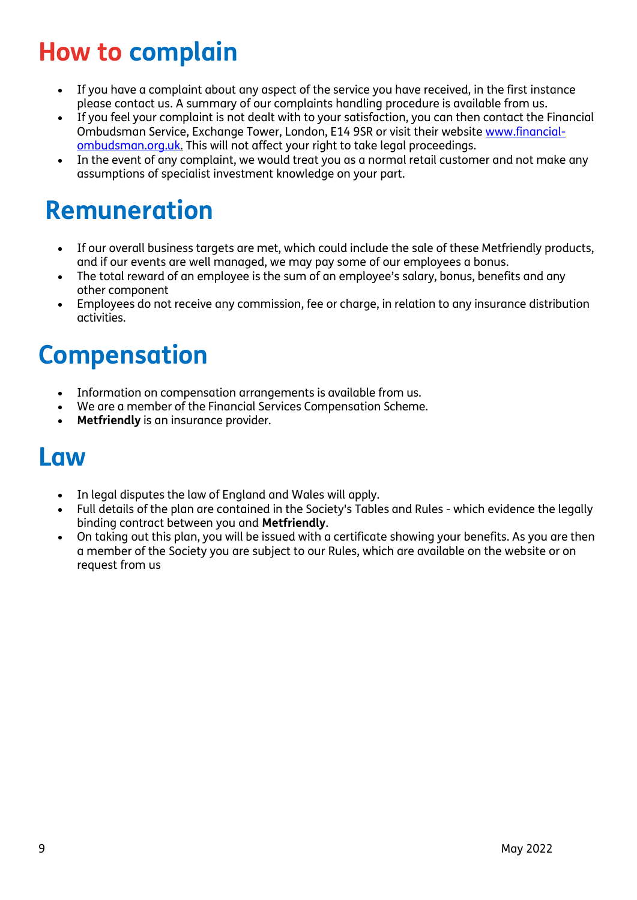# How to complain

- If you have a complaint about any aspect of the service you have received, in the first instance please contact us. A summary of our complaints handling procedure is available from us.
- If you feel your complaint is not dealt with to your satisfaction, you can then contact the Financial Ombudsman Service, Exchange Tower, London, E14 9SR or visit their website www.financial-ombudsman.org.uk. This will not affect your right to take legal proceedings.
- In the event of any complaint, we would treat you as a normal retail customer and not make any assumptions of specialist investment knowledge on your part.

# Remuneration

- If our overall business targets are met, which could include the sale of these Metfriendly products, and if our events are well managed, we may pay some of our employees a bonus.
- The total reward of an employee is the sum of an employee's salary, bonus, benefits and any other component
- Employees do not receive any commission, fee or charge, in relation to any insurance distribution activities.

# Compensation

- Information on compensation arrangements is available from us.
- We are a member of the Financial Services Compensation Scheme.
- **Metfriendly** is an insurance provider.

# Law

- In legal disputes the law of England and Wales will apply.
- Full details of the plan are contained in the Society's Tables and Rules - which evidence the legally binding contract between you and **Metfriendly**.
- On taking out this plan, you will be issued with a certificate showing your benefits. As you are then a member of the Society you are subject to our Rules, which are available on the website or on request from us

May 2022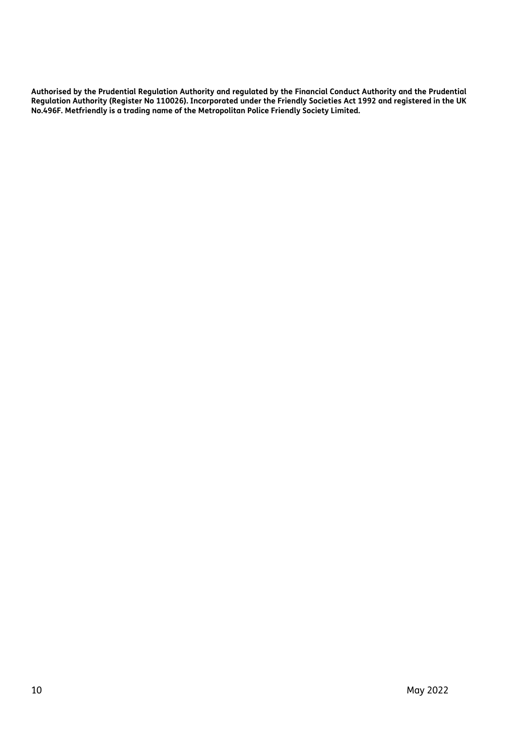**Authorised by the Prudential Regulation Authority and regulated by the Financial Conduct Authority and the Prudential Regulation Authority (Register No 110026). Incorporated under the Friendly Societies Act 1992 and registered in the UK No.496F. Metfriendly is a trading name of the Metropolitan Police Friendly Society Limited.**